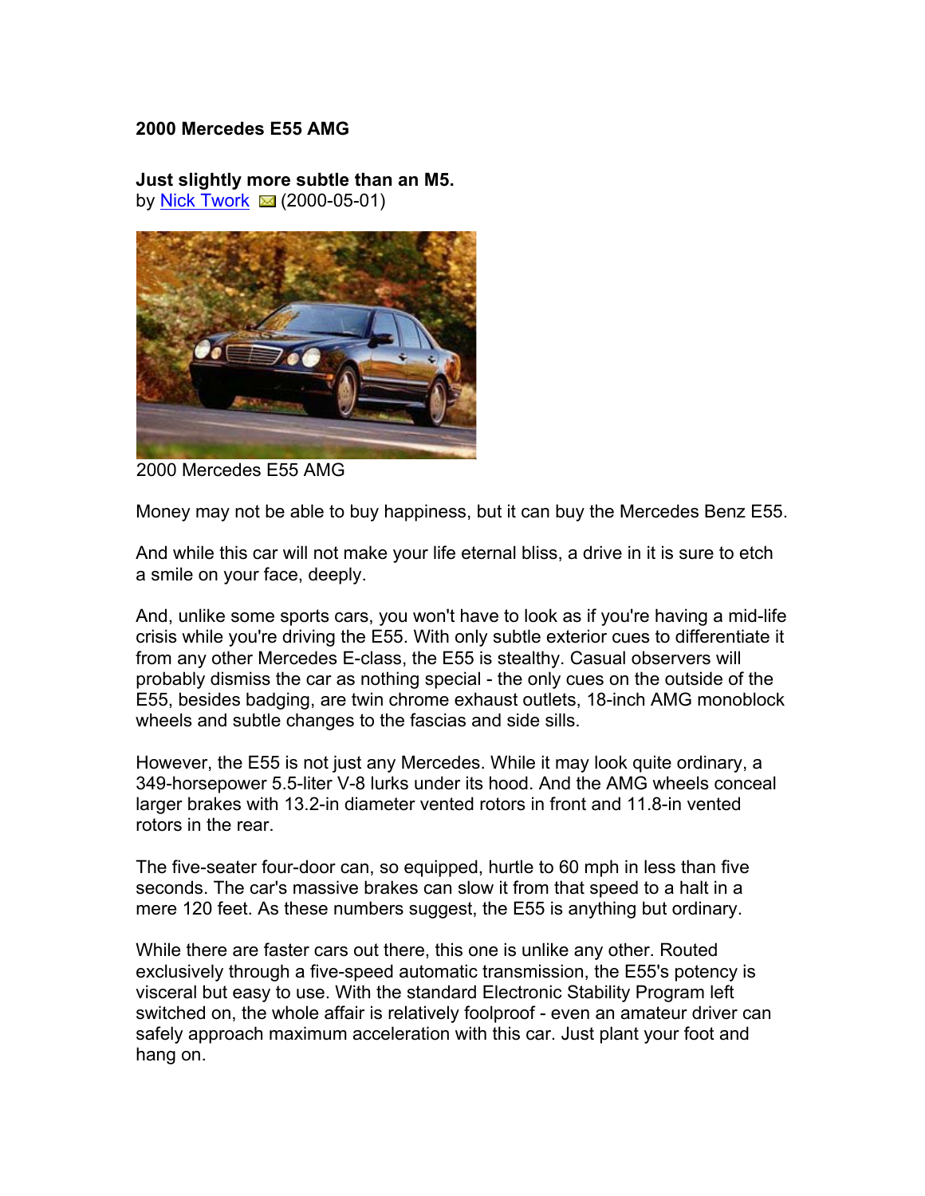**2000 Mercedes E55 AMG**

**Just slightly more subtle than an M5.**
by Nick Twork (2000-05-01)

2000 Mercedes E55 AMG

Money may not be able to buy happiness, but it can buy the Mercedes Benz E55.

And while this car will not make your life eternal bliss, a drive in it is sure to etch a smile on your face, deeply.

And, unlike some sports cars, you won't have to look as if you're having a mid-life crisis while you're driving the E55. With only subtle exterior cues to differentiate it from any other Mercedes E-class, the E55 is stealthy. Casual observers will probably dismiss the car as nothing special - the only cues on the outside of the E55, besides badging, are twin chrome exhaust outlets, 18-inch AMG monoblock wheels and subtle changes to the fascias and side sills.

However, the E55 is not just any Mercedes. While it may look quite ordinary, a 349-horsepower 5.5-liter V-8 lurks under its hood. And the AMG wheels conceal larger brakes with 13.2-in diameter vented rotors in front and 11.8-in vented rotors in the rear.

The five-seater four-door can, so equipped, hurtle to 60 mph in less than five seconds. The car's massive brakes can slow it from that speed to a halt in a mere 120 feet. As these numbers suggest, the E55 is anything but ordinary.

While there are faster cars out there, this one is unlike any other. Routed exclusively through a five-speed automatic transmission, the E55's potency is visceral but easy to use. With the standard Electronic Stability Program left switched on, the whole affair is relatively foolproof - even an amateur driver can safely approach maximum acceleration with this car. Just plant your foot and hang on.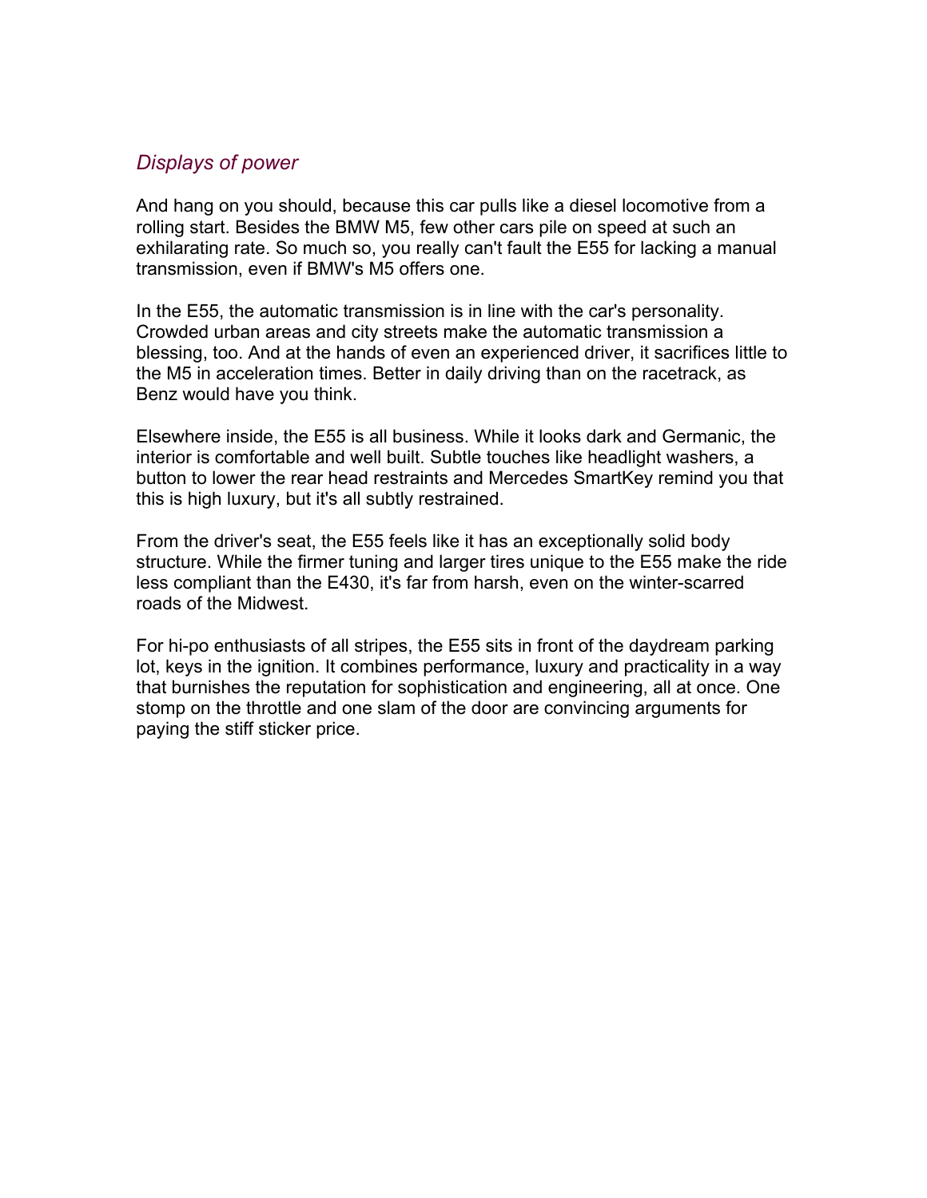## *Displays of power*

And hang on you should, because this car pulls like a diesel locomotive from a rolling start. Besides the BMW M5, few other cars pile on speed at such an exhilarating rate. So much so, you really can't fault the E55 for lacking a manual transmission, even if BMW's M5 offers one.

In the E55, the automatic transmission is in line with the car's personality. Crowded urban areas and city streets make the automatic transmission a blessing, too. And at the hands of even an experienced driver, it sacrifices little to the M5 in acceleration times. Better in daily driving than on the racetrack, as Benz would have you think.

Elsewhere inside, the E55 is all business. While it looks dark and Germanic, the interior is comfortable and well built. Subtle touches like headlight washers, a button to lower the rear head restraints and Mercedes SmartKey remind you that this is high luxury, but it's all subtly restrained.

From the driver's seat, the E55 feels like it has an exceptionally solid body structure. While the firmer tuning and larger tires unique to the E55 make the ride less compliant than the E430, it's far from harsh, even on the winter-scarred roads of the Midwest.

For hi-po enthusiasts of all stripes, the E55 sits in front of the daydream parking lot, keys in the ignition. It combines performance, luxury and practicality in a way that burnishes the reputation for sophistication and engineering, all at once. One stomp on the throttle and one slam of the door are convincing arguments for paying the stiff sticker price.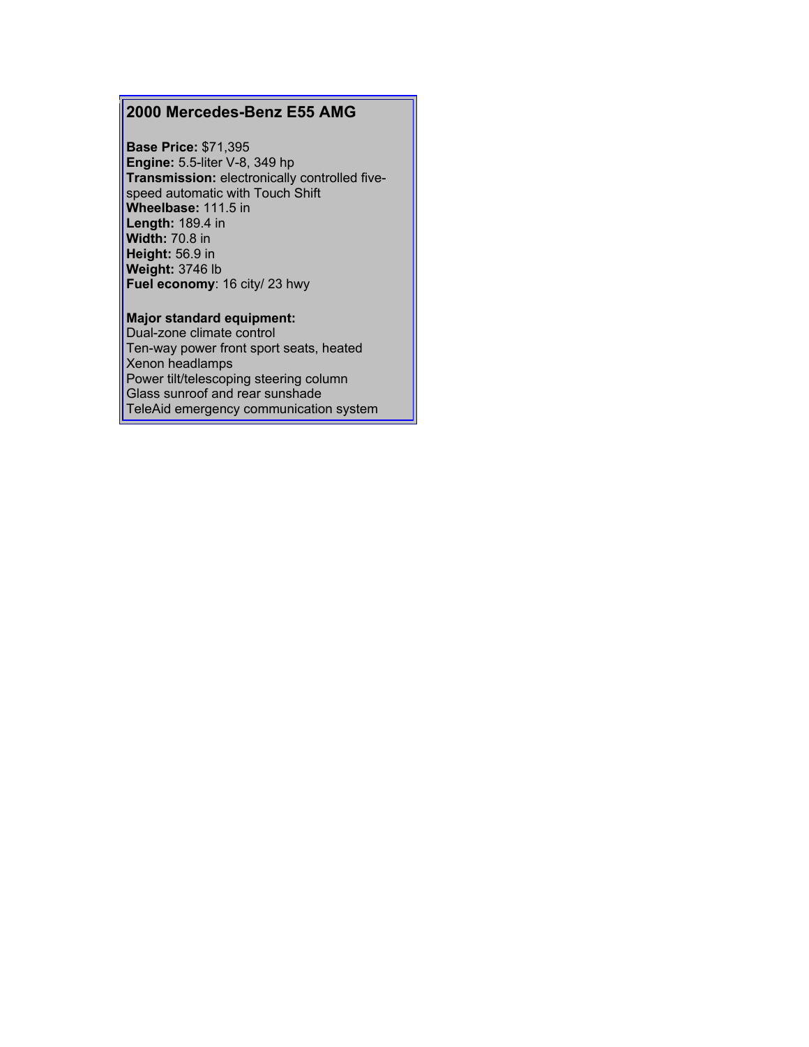## 2000 Mercedes-Benz E55 AMG

**Base Price:** $71,395  
**Engine:** 5.5-liter V-8, 349 hp  
**Transmission:** electronically controlled five-speed automatic with Touch Shift  
**Wheelbase:** 111.5 in  
**Length:** 189.4 in  
**Width:** 70.8 in  
**Height:** 56.9 in  
**Weight:** 3746 lb  
**Fuel economy**: 16 city/ 23 hwy

**Major standard equipment:**  
Dual-zone climate control  
Ten-way power front sport seats, heated  
Xenon headlamps  
Power tilt/telescoping steering column  
Glass sunroof and rear sunshade  
TeleAid emergency communication system